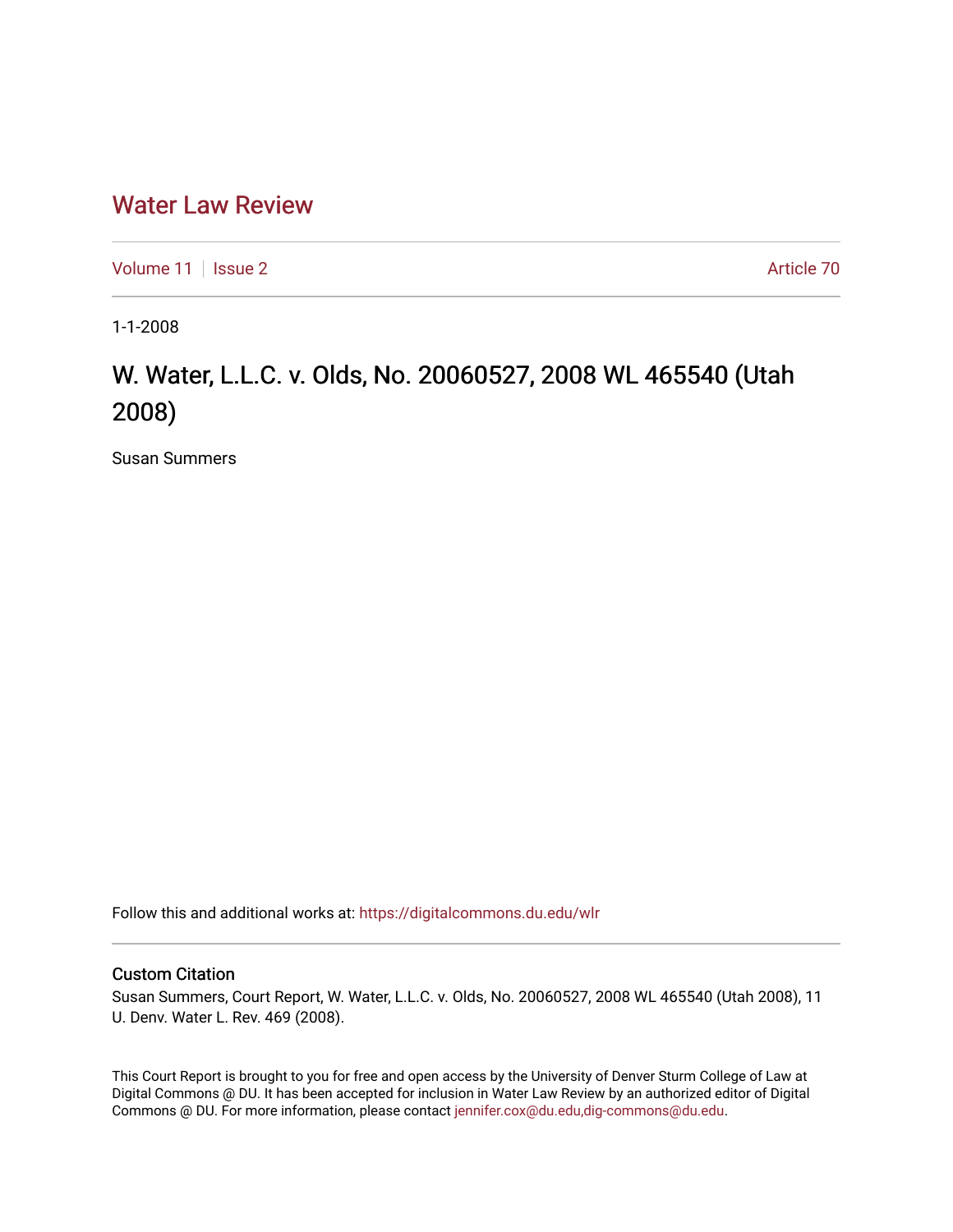# Water Law Review

Volume 11 | Issue 2 — Article 70

1-1-2008

## W. Water, L.L.C. v. Olds, No. 20060527, 2008 WL 465540 (Utah 2008)

Susan Summers

Follow this and additional works at: https://digitalcommons.du.edu/wlr

### Custom Citation

Susan Summers, Court Report, W. Water, L.L.C. v. Olds, No. 20060527, 2008 WL 465540 (Utah 2008), 11 U. Denv. Water L. Rev. 469 (2008).

This Court Report is brought to you for free and open access by the University of Denver Sturm College of Law at Digital Commons @ DU. It has been accepted for inclusion in Water Law Review by an authorized editor of Digital Commons @ DU. For more information, please contact jennifer.cox@du.edu,dig-commons@du.edu.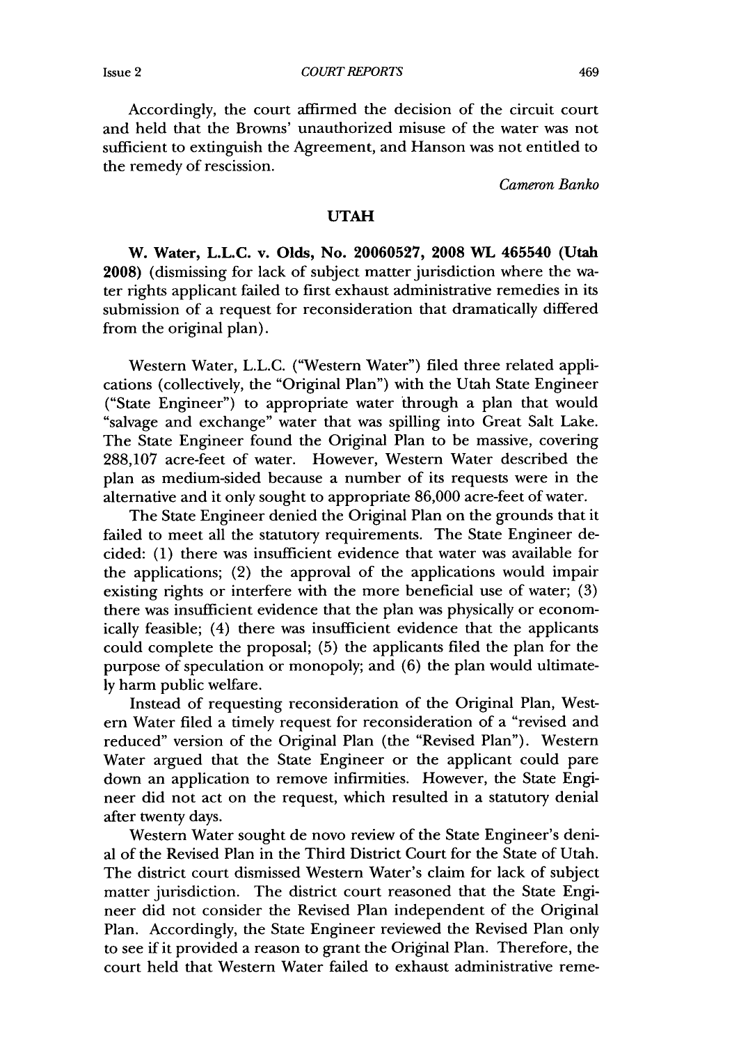Accordingly, the court affirmed the decision of the circuit court and held that the Browns' unauthorized misuse of the water was not sufficient to extinguish the Agreement, and Hanson was not entitled to the remedy of rescission.

*Cameron Banko*

## UTAH

**W. Water, L.L.C. v. Olds, No. 20060527, 2008 WL 465540 (Utah 2008)** (dismissing for lack of subject matter jurisdiction where the water rights applicant failed to first exhaust administrative remedies in its submission of a request for reconsideration that dramatically differed from the original plan).

Western Water, L.L.C. ("Western Water") filed three related applications (collectively, the "Original Plan") with the Utah State Engineer ("State Engineer") to appropriate water through a plan that would "salvage and exchange" water that was spilling into Great Salt Lake. The State Engineer found the Original Plan to be massive, covering 288,107 acre-feet of water. However, Western Water described the plan as medium-sided because a number of its requests were in the alternative and it only sought to appropriate 86,000 acre-feet of water.

The State Engineer denied the Original Plan on the grounds that it failed to meet all the statutory requirements. The State Engineer decided: (1) there was insufficient evidence that water was available for the applications; (2) the approval of the applications would impair existing rights or interfere with the more beneficial use of water; (3) there was insufficient evidence that the plan was physically or economically feasible; (4) there was insufficient evidence that the applicants could complete the proposal; (5) the applicants filed the plan for the purpose of speculation or monopoly; and (6) the plan would ultimately harm public welfare.

Instead of requesting reconsideration of the Original Plan, Western Water filed a timely request for reconsideration of a "revised and reduced" version of the Original Plan (the "Revised Plan"). Western Water argued that the State Engineer or the applicant could pare down an application to remove infirmities. However, the State Engineer did not act on the request, which resulted in a statutory denial after twenty days.

Western Water sought de novo review of the State Engineer's denial of the Revised Plan in the Third District Court for the State of Utah. The district court dismissed Western Water's claim for lack of subject matter jurisdiction. The district court reasoned that the State Engineer did not consider the Revised Plan independent of the Original Plan. Accordingly, the State Engineer reviewed the Revised Plan only to see if it provided a reason to grant the Original Plan. Therefore, the court held that Western Water failed to exhaust administrative reme-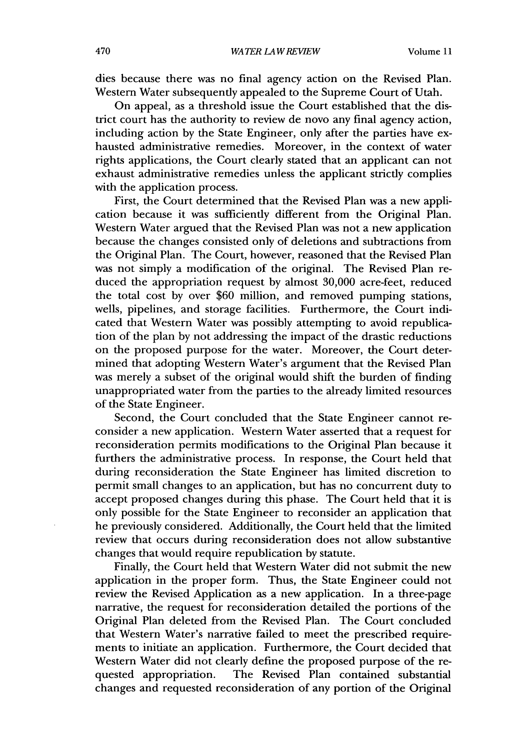dies because there was no final agency action on the Revised Plan. Western Water subsequently appealed to the Supreme Court of Utah.

On appeal, as a threshold issue the Court established that the district court has the authority to review de novo any final agency action, including action by the State Engineer, only after the parties have exhausted administrative remedies. Moreover, in the context of water rights applications, the Court clearly stated that an applicant can not exhaust administrative remedies unless the applicant strictly complies with the application process.

First, the Court determined that the Revised Plan was a new application because it was sufficiently different from the Original Plan. Western Water argued that the Revised Plan was not a new application because the changes consisted only of deletions and subtractions from the Original Plan. The Court, however, reasoned that the Revised Plan was not simply a modification of the original. The Revised Plan reduced the appropriation request by almost 30,000 acre-feet, reduced the total cost by over $60 million, and removed pumping stations, wells, pipelines, and storage facilities. Furthermore, the Court indicated that Western Water was possibly attempting to avoid republication of the plan by not addressing the impact of the drastic reductions on the proposed purpose for the water. Moreover, the Court determined that adopting Western Water's argument that the Revised Plan was merely a subset of the original would shift the burden of finding unappropriated water from the parties to the already limited resources of the State Engineer.

Second, the Court concluded that the State Engineer cannot reconsider a new application. Western Water asserted that a request for reconsideration permits modifications to the Original Plan because it furthers the administrative process. In response, the Court held that during reconsideration the State Engineer has limited discretion to permit small changes to an application, but has no concurrent duty to accept proposed changes during this phase. The Court held that it is only possible for the State Engineer to reconsider an application that he previously considered. Additionally, the Court held that the limited review that occurs during reconsideration does not allow substantive changes that would require republication by statute.

Finally, the Court held that Western Water did not submit the new application in the proper form. Thus, the State Engineer could not review the Revised Application as a new application. In a three-page narrative, the request for reconsideration detailed the portions of the Original Plan deleted from the Revised Plan. The Court concluded that Western Water's narrative failed to meet the prescribed requirements to initiate an application. Furthermore, the Court decided that Western Water did not clearly define the proposed purpose of the requested appropriation. The Revised Plan contained substantial changes and requested reconsideration of any portion of the Original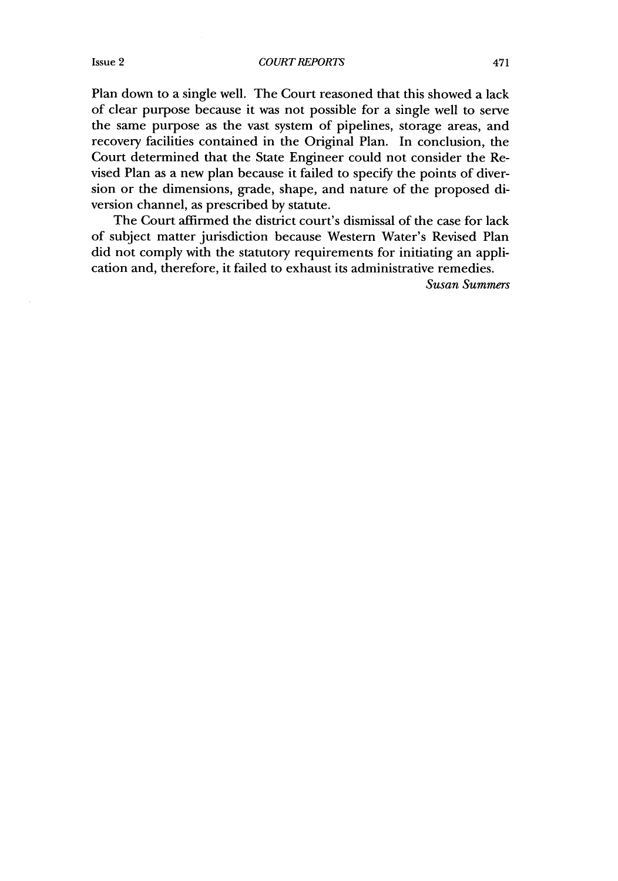Plan down to a single well. The Court reasoned that this showed a lack of clear purpose because it was not possible for a single well to serve the same purpose as the vast system of pipelines, storage areas, and recovery facilities contained in the Original Plan. In conclusion, the Court determined that the State Engineer could not consider the Revised Plan as a new plan because it failed to specify the points of diversion or the dimensions, grade, shape, and nature of the proposed diversion channel, as prescribed by statute.

The Court affirmed the district court's dismissal of the case for lack of subject matter jurisdiction because Western Water's Revised Plan did not comply with the statutory requirements for initiating an application and, therefore, it failed to exhaust its administrative remedies.

*Susan Summers*